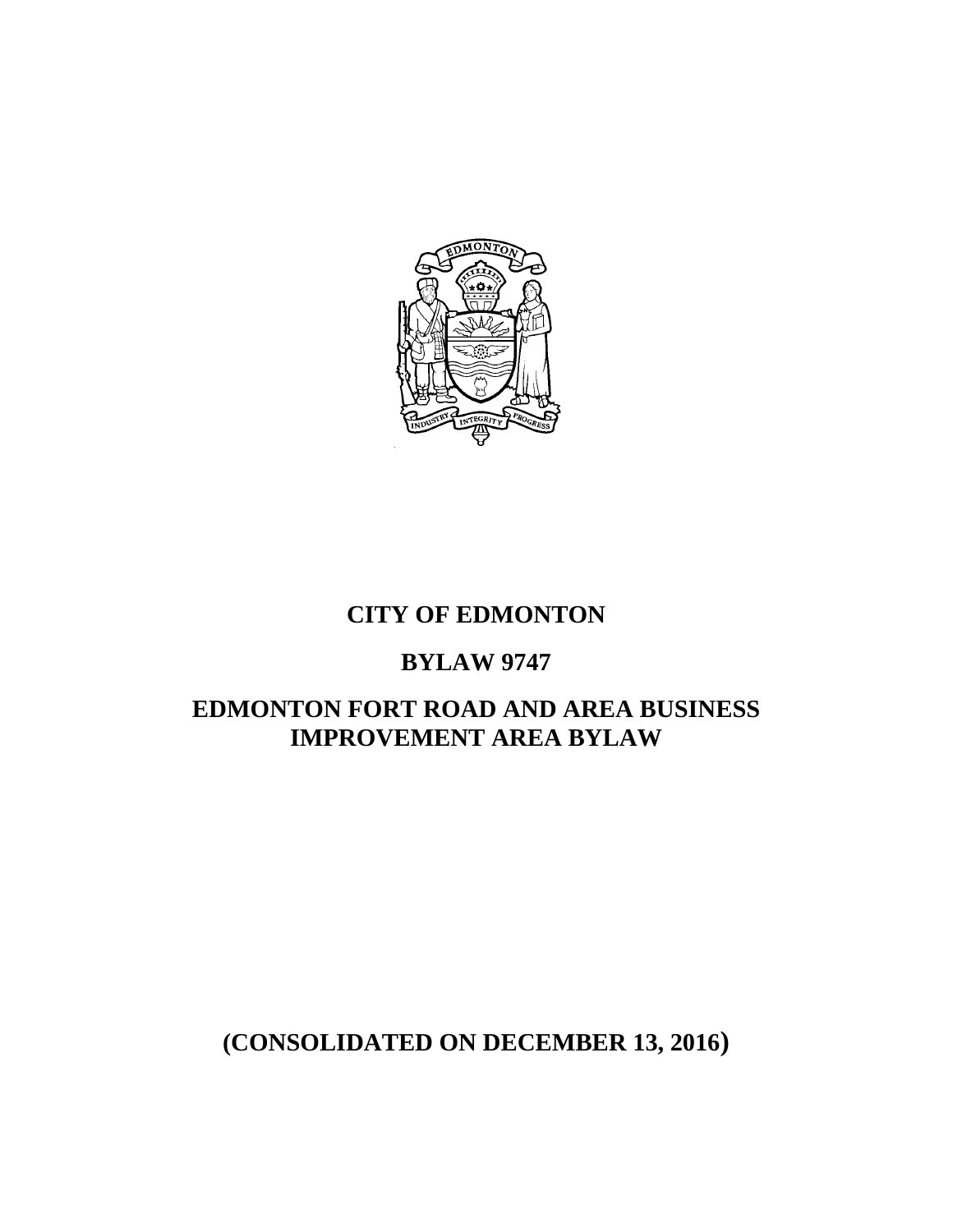# CITY OF EDMONTON

## BYLAW 9747

## EDMONTON FORT ROAD AND AREA BUSINESS IMPROVEMENT AREA BYLAW

**(CONSOLIDATED ON DECEMBER 13, 2016)**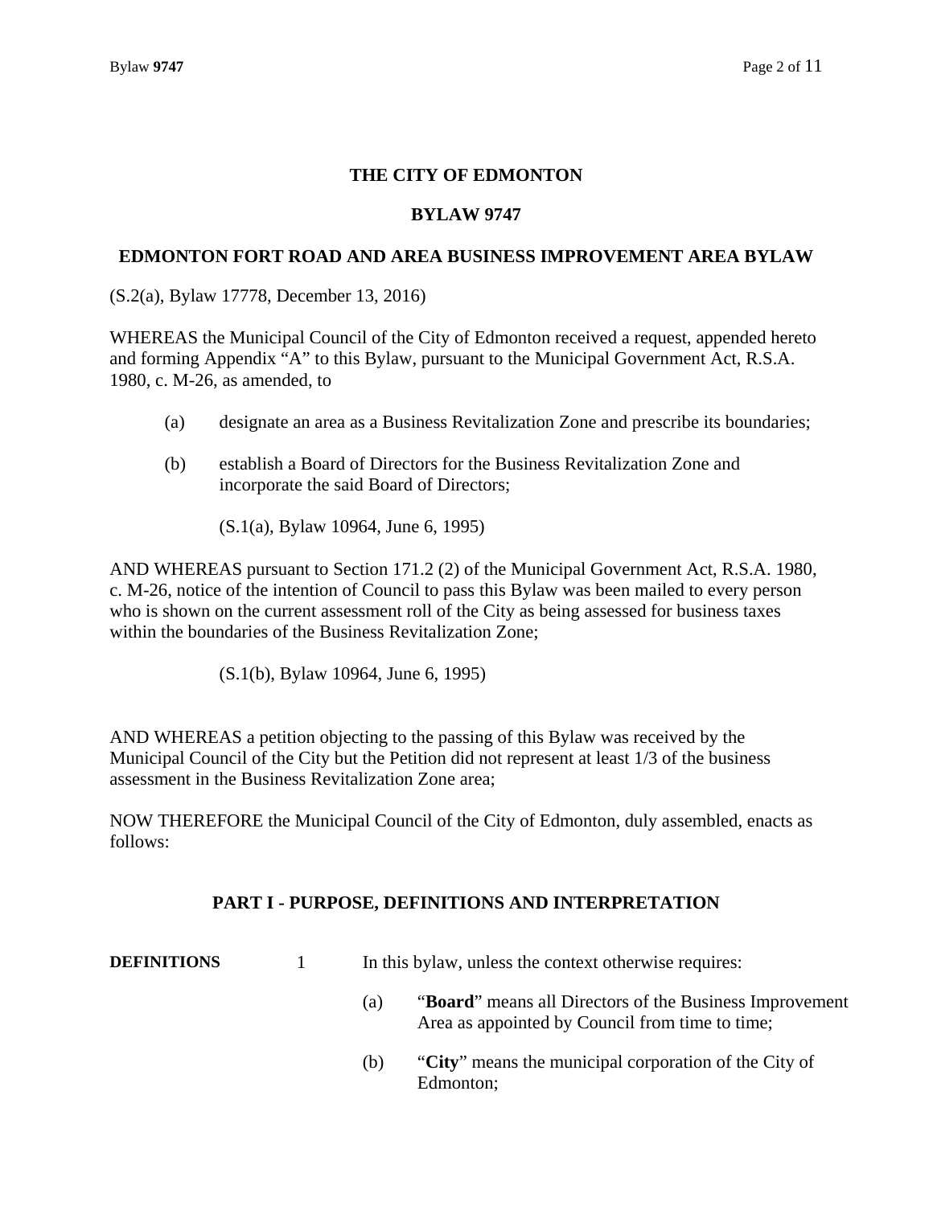**THE CITY OF EDMONTON**

**BYLAW 9747**

**EDMONTON FORT ROAD AND AREA BUSINESS IMPROVEMENT AREA BYLAW**

(S.2(a), Bylaw 17778, December 13, 2016)

WHEREAS the Municipal Council of the City of Edmonton received a request, appended hereto and forming Appendix "A" to this Bylaw, pursuant to the Municipal Government Act, R.S.A. 1980, c. M-26, as amended, to

(a) designate an area as a Business Revitalization Zone and prescribe its boundaries;

(b) establish a Board of Directors for the Business Revitalization Zone and incorporate the said Board of Directors;

(S.1(a), Bylaw 10964, June 6, 1995)

AND WHEREAS pursuant to Section 171.2 (2) of the Municipal Government Act, R.S.A. 1980, c. M-26, notice of the intention of Council to pass this Bylaw was been mailed to every person who is shown on the current assessment roll of the City as being assessed for business taxes within the boundaries of the Business Revitalization Zone;

(S.1(b), Bylaw 10964, June 6, 1995)

AND WHEREAS a petition objecting to the passing of this Bylaw was received by the Municipal Council of the City but the Petition did not represent at least 1/3 of the business assessment in the Business Revitalization Zone area;

NOW THEREFORE the Municipal Council of the City of Edmonton, duly assembled, enacts as follows:

## PART I - PURPOSE, DEFINITIONS AND INTERPRETATION

**DEFINITIONS** 1 In this bylaw, unless the context otherwise requires:

(a) "**Board**" means all Directors of the Business Improvement Area as appointed by Council from time to time;

(b) "**City**" means the municipal corporation of the City of Edmonton;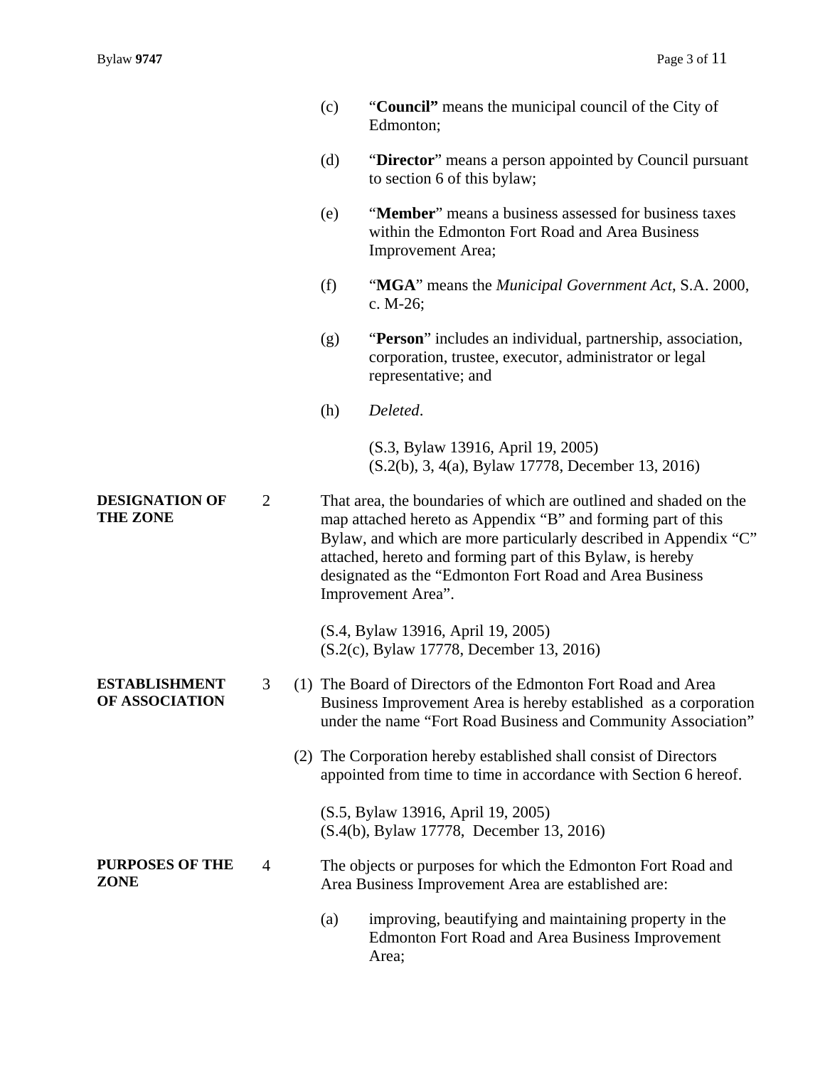(c) “**Council**” means the municipal council of the City of Edmonton;

(d) “**Director**” means a person appointed by Council pursuant to section 6 of this bylaw;

(e) “**Member**” means a business assessed for business taxes within the Edmonton Fort Road and Area Business Improvement Area;

(f) “**MGA**” means the *Municipal Government Act*, S.A. 2000, c. M-26;

(g) “**Person**” includes an individual, partnership, association, corporation, trustee, executor, administrator or legal representative; and

(h) *Deleted*.

(S.3, Bylaw 13916, April 19, 2005)
(S.2(b), 3, 4(a), Bylaw 17778, December 13, 2016)

**DESIGNATION OF THE ZONE**

2 That area, the boundaries of which are outlined and shaded on the map attached hereto as Appendix “B” and forming part of this Bylaw, and which are more particularly described in Appendix “C” attached, hereto and forming part of this Bylaw, is hereby designated as the “Edmonton Fort Road and Area Business Improvement Area”.

(S.4, Bylaw 13916, April 19, 2005)
(S.2(c), Bylaw 17778, December 13, 2016)

**ESTABLISHMENT OF ASSOCIATION**

3 (1) The Board of Directors of the Edmonton Fort Road and Area Business Improvement Area is hereby established as a corporation under the name “Fort Road Business and Community Association”

(2) The Corporation hereby established shall consist of Directors appointed from time to time in accordance with Section 6 hereof.

(S.5, Bylaw 13916, April 19, 2005)
(S.4(b), Bylaw 17778, December 13, 2016)

**PURPOSES OF THE ZONE**

4 The objects or purposes for which the Edmonton Fort Road and Area Business Improvement Area are established are:

(a) improving, beautifying and maintaining property in the Edmonton Fort Road and Area Business Improvement Area;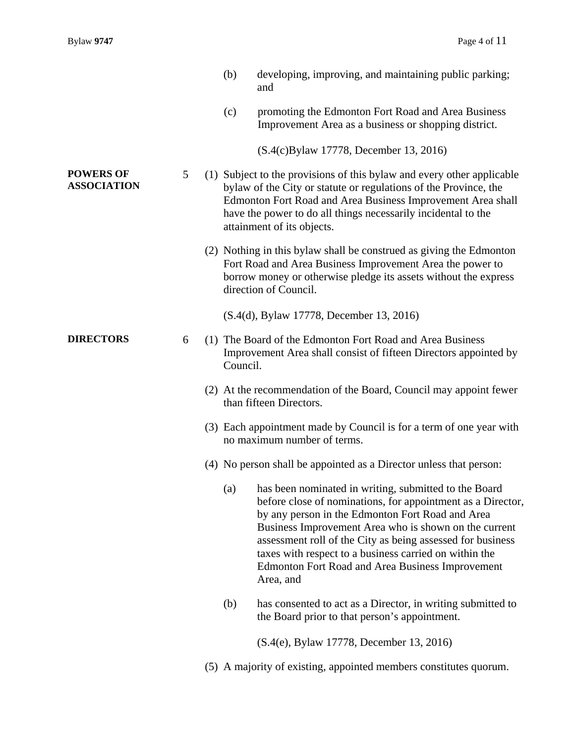(b) developing, improving, and maintaining public parking; and

(c) promoting the Edmonton Fort Road and Area Business Improvement Area as a business or shopping district.

(S.4(c)Bylaw 17778, December 13, 2016)

**POWERS OF ASSOCIATION**

5 (1) Subject to the provisions of this bylaw and every other applicable bylaw of the City or statute or regulations of the Province, the Edmonton Fort Road and Area Business Improvement Area shall have the power to do all things necessarily incidental to the attainment of its objects.

(2) Nothing in this bylaw shall be construed as giving the Edmonton Fort Road and Area Business Improvement Area the power to borrow money or otherwise pledge its assets without the express direction of Council.

(S.4(d), Bylaw 17778, December 13, 2016)

**DIRECTORS**

6 (1) The Board of the Edmonton Fort Road and Area Business Improvement Area shall consist of fifteen Directors appointed by Council.

(2) At the recommendation of the Board, Council may appoint fewer than fifteen Directors.

(3) Each appointment made by Council is for a term of one year with no maximum number of terms.

(4) No person shall be appointed as a Director unless that person:

(a) has been nominated in writing, submitted to the Board before close of nominations, for appointment as a Director, by any person in the Edmonton Fort Road and Area Business Improvement Area who is shown on the current assessment roll of the City as being assessed for business taxes with respect to a business carried on within the Edmonton Fort Road and Area Business Improvement Area, and

(b) has consented to act as a Director, in writing submitted to the Board prior to that person's appointment.

(S.4(e), Bylaw 17778, December 13, 2016)

(5) A majority of existing, appointed members constitutes quorum.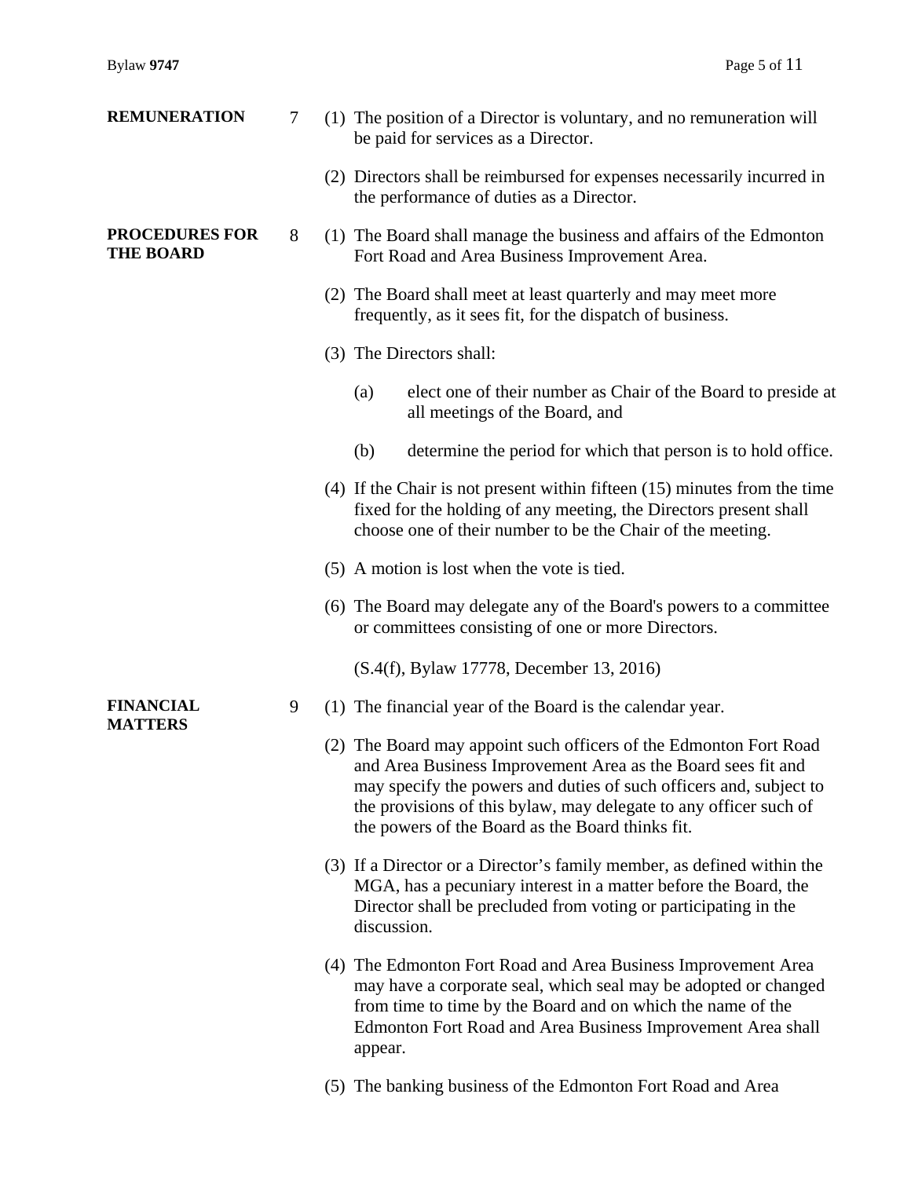**REMUNERATION**

7 (1) The position of a Director is voluntary, and no remuneration will be paid for services as a Director.

(2) Directors shall be reimbursed for expenses necessarily incurred in the performance of duties as a Director.

**PROCEDURES FOR THE BOARD**

8 (1) The Board shall manage the business and affairs of the Edmonton Fort Road and Area Business Improvement Area.

(2) The Board shall meet at least quarterly and may meet more frequently, as it sees fit, for the dispatch of business.

(3) The Directors shall:

(a) elect one of their number as Chair of the Board to preside at all meetings of the Board, and

(b) determine the period for which that person is to hold office.

(4) If the Chair is not present within fifteen (15) minutes from the time fixed for the holding of any meeting, the Directors present shall choose one of their number to be the Chair of the meeting.

(5) A motion is lost when the vote is tied.

(6) The Board may delegate any of the Board's powers to a committee or committees consisting of one or more Directors.

(S.4(f), Bylaw 17778, December 13, 2016)

**FINANCIAL MATTERS**

9 (1) The financial year of the Board is the calendar year.

(2) The Board may appoint such officers of the Edmonton Fort Road and Area Business Improvement Area as the Board sees fit and may specify the powers and duties of such officers and, subject to the provisions of this bylaw, may delegate to any officer such of the powers of the Board as the Board thinks fit.

(3) If a Director or a Director's family member, as defined within the MGA, has a pecuniary interest in a matter before the Board, the Director shall be precluded from voting or participating in the discussion.

(4) The Edmonton Fort Road and Area Business Improvement Area may have a corporate seal, which seal may be adopted or changed from time to time by the Board and on which the name of the Edmonton Fort Road and Area Business Improvement Area shall appear.

(5) The banking business of the Edmonton Fort Road and Area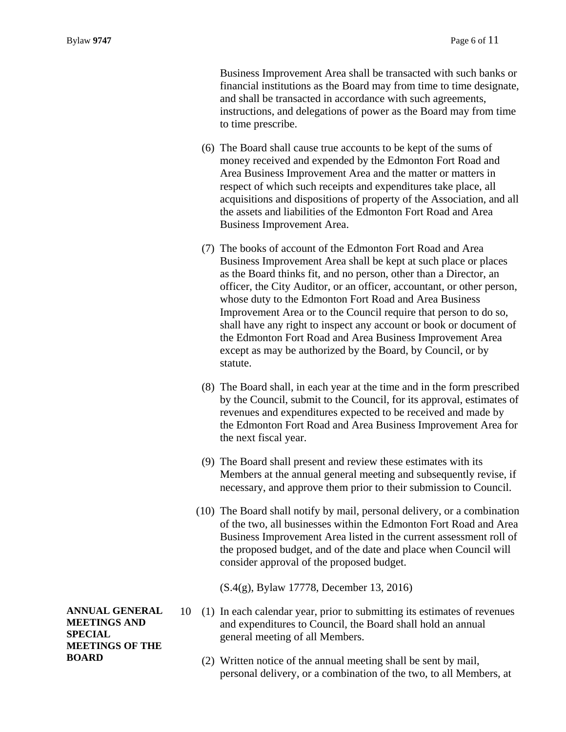Business Improvement Area shall be transacted with such banks or financial institutions as the Board may from time to time designate, and shall be transacted in accordance with such agreements, instructions, and delegations of power as the Board may from time to time prescribe.

(6) The Board shall cause true accounts to be kept of the sums of money received and expended by the Edmonton Fort Road and Area Business Improvement Area and the matter or matters in respect of which such receipts and expenditures take place, all acquisitions and dispositions of property of the Association, and all the assets and liabilities of the Edmonton Fort Road and Area Business Improvement Area.

(7) The books of account of the Edmonton Fort Road and Area Business Improvement Area shall be kept at such place or places as the Board thinks fit, and no person, other than a Director, an officer, the City Auditor, or an officer, accountant, or other person, whose duty to the Edmonton Fort Road and Area Business Improvement Area or to the Council require that person to do so, shall have any right to inspect any account or book or document of the Edmonton Fort Road and Area Business Improvement Area except as may be authorized by the Board, by Council, or by statute.

(8) The Board shall, in each year at the time and in the form prescribed by the Council, submit to the Council, for its approval, estimates of revenues and expenditures expected to be received and made by the Edmonton Fort Road and Area Business Improvement Area for the next fiscal year.

(9) The Board shall present and review these estimates with its Members at the annual general meeting and subsequently revise, if necessary, and approve them prior to their submission to Council.

(10) The Board shall notify by mail, personal delivery, or a combination of the two, all businesses within the Edmonton Fort Road and Area Business Improvement Area listed in the current assessment roll of the proposed budget, and of the date and place when Council will consider approval of the proposed budget.

(S.4(g), Bylaw 17778, December 13, 2016)

**ANNUAL GENERAL MEETINGS AND SPECIAL MEETINGS OF THE BOARD**

10 (1) In each calendar year, prior to submitting its estimates of revenues and expenditures to Council, the Board shall hold an annual general meeting of all Members.

(2) Written notice of the annual meeting shall be sent by mail, personal delivery, or a combination of the two, to all Members, at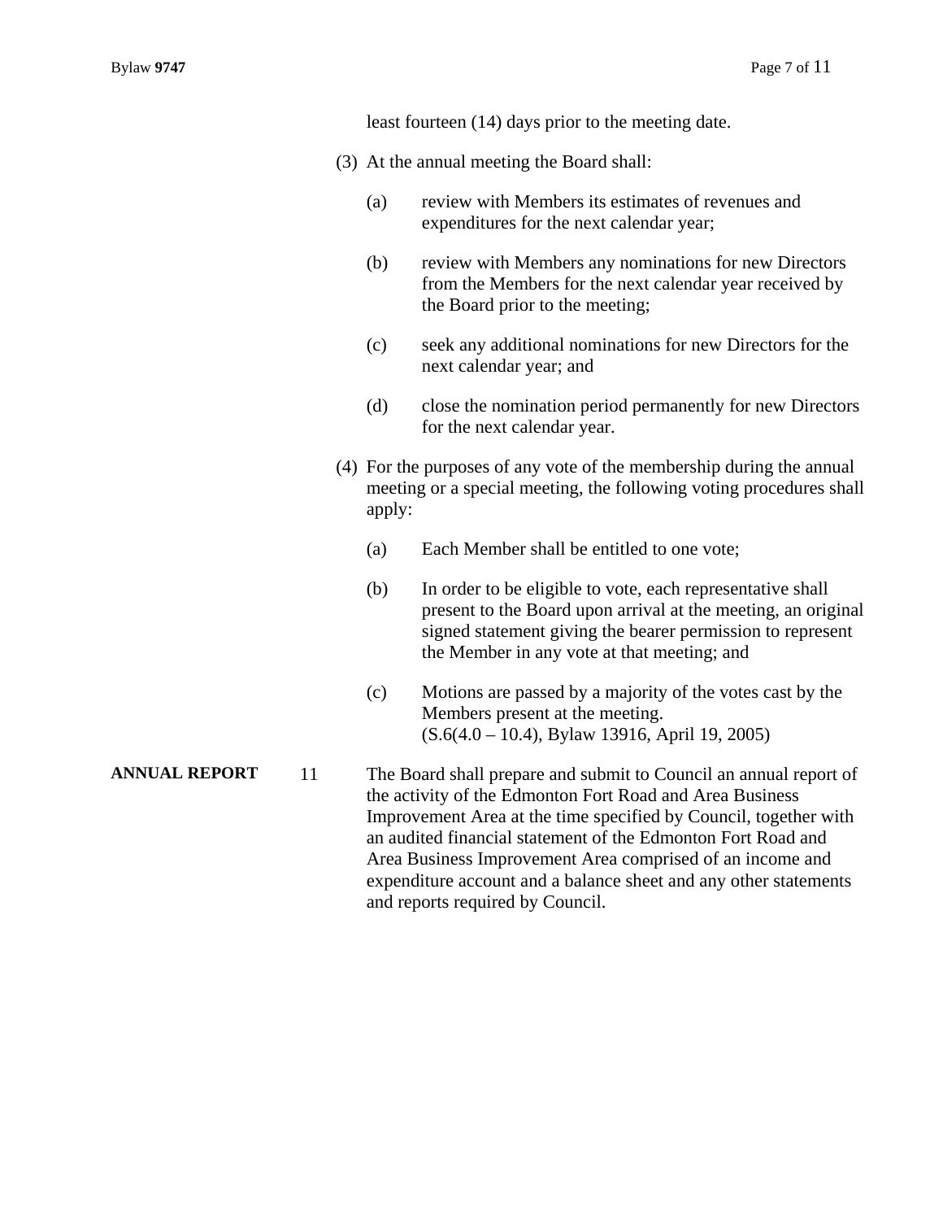least fourteen (14) days prior to the meeting date.

(3) At the annual meeting the Board shall:

(a) review with Members its estimates of revenues and expenditures for the next calendar year;

(b) review with Members any nominations for new Directors from the Members for the next calendar year received by the Board prior to the meeting;

(c) seek any additional nominations for new Directors for the next calendar year; and

(d) close the nomination period permanently for new Directors for the next calendar year.

(4) For the purposes of any vote of the membership during the annual meeting or a special meeting, the following voting procedures shall apply:

(a) Each Member shall be entitled to one vote;

(b) In order to be eligible to vote, each representative shall present to the Board upon arrival at the meeting, an original signed statement giving the bearer permission to represent the Member in any vote at that meeting; and

(c) Motions are passed by a majority of the votes cast by the Members present at the meeting.
(S.6(4.0 – 10.4), Bylaw 13916, April 19, 2005)

**ANNUAL REPORT**

11 The Board shall prepare and submit to Council an annual report of the activity of the Edmonton Fort Road and Area Business Improvement Area at the time specified by Council, together with an audited financial statement of the Edmonton Fort Road and Area Business Improvement Area comprised of an income and expenditure account and a balance sheet and any other statements and reports required by Council.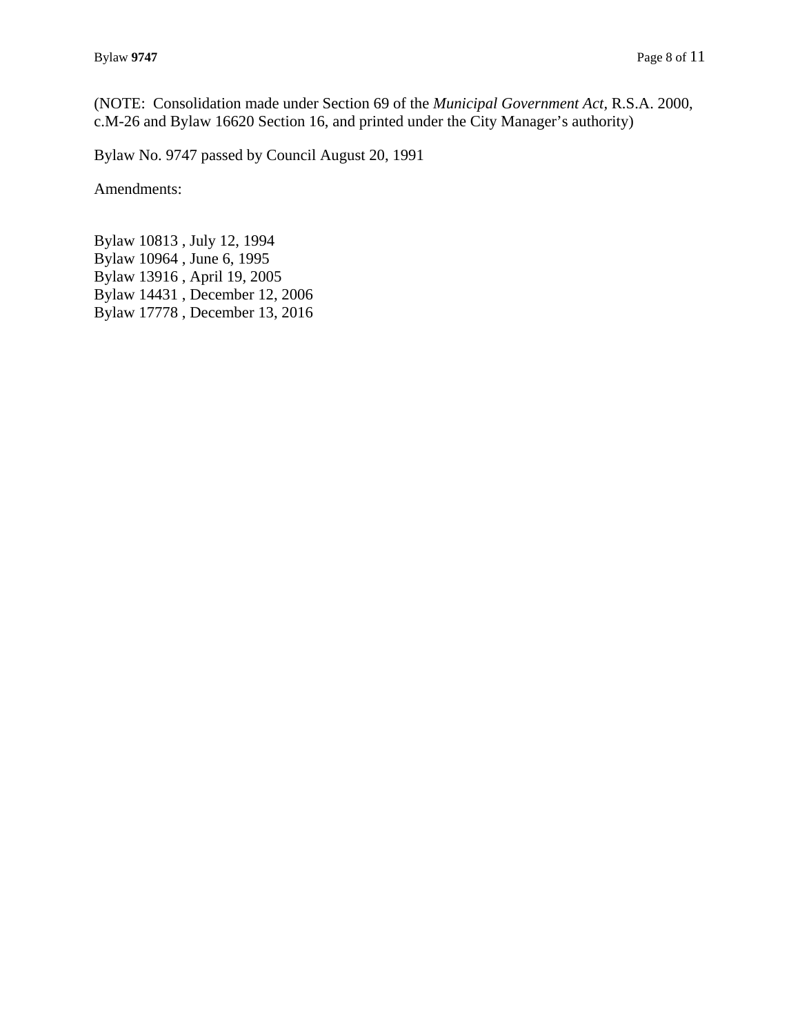(NOTE: Consolidation made under Section 69 of the *Municipal Government Act*, R.S.A. 2000, c.M-26 and Bylaw 16620 Section 16, and printed under the City Manager's authority)

Bylaw No. 9747 passed by Council August 20, 1991

Amendments:

Bylaw 10813 , July 12, 1994
Bylaw 10964 , June 6, 1995
Bylaw 13916 , April 19, 2005
Bylaw 14431 , December 12, 2006
Bylaw 17778 , December 13, 2016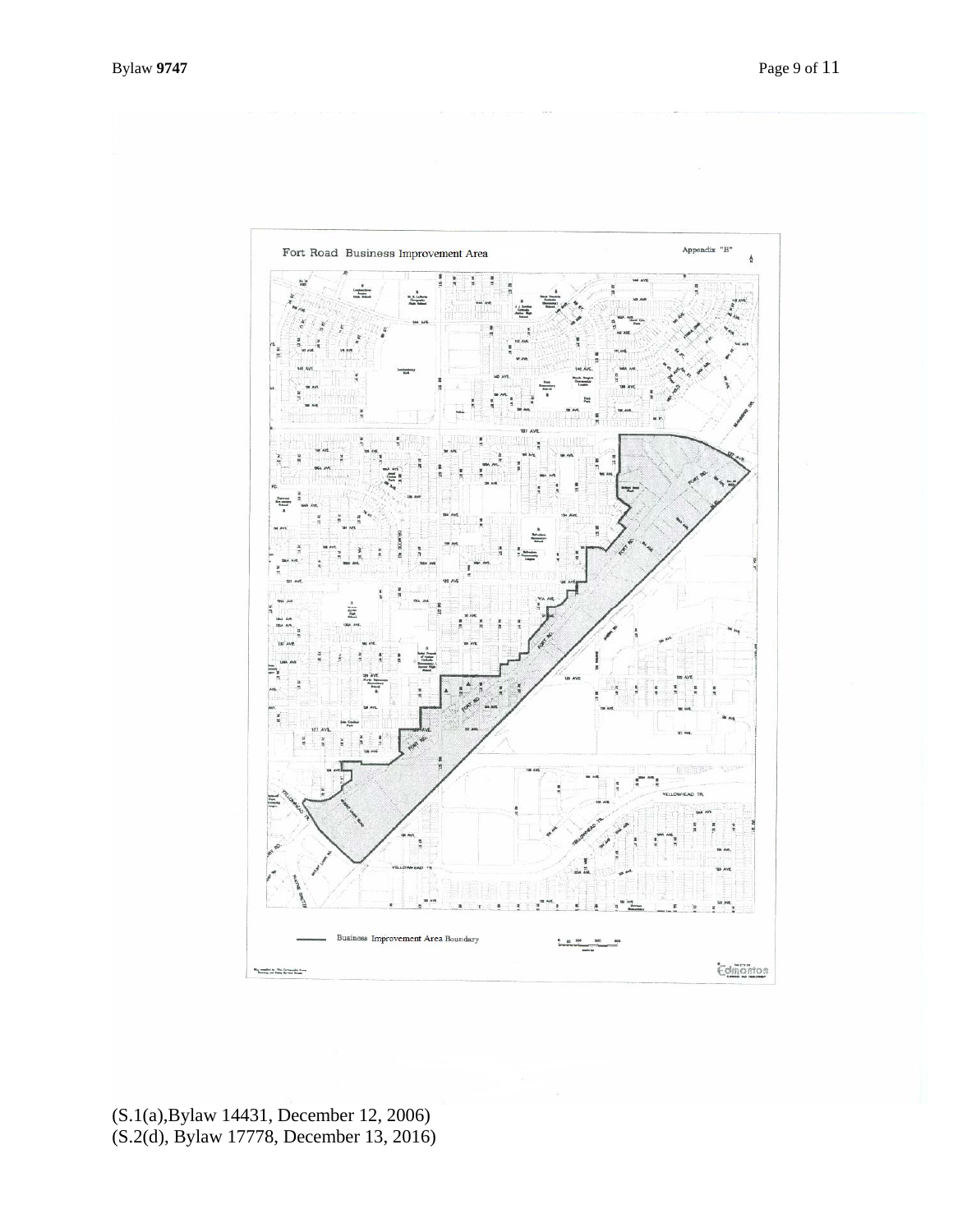Fort Road Business Improvement Area

Appendix "B"

Business Improvement Area Boundary

(S.1(a),Bylaw 14431, December 12, 2006)
(S.2(d), Bylaw 17778, December 13, 2016)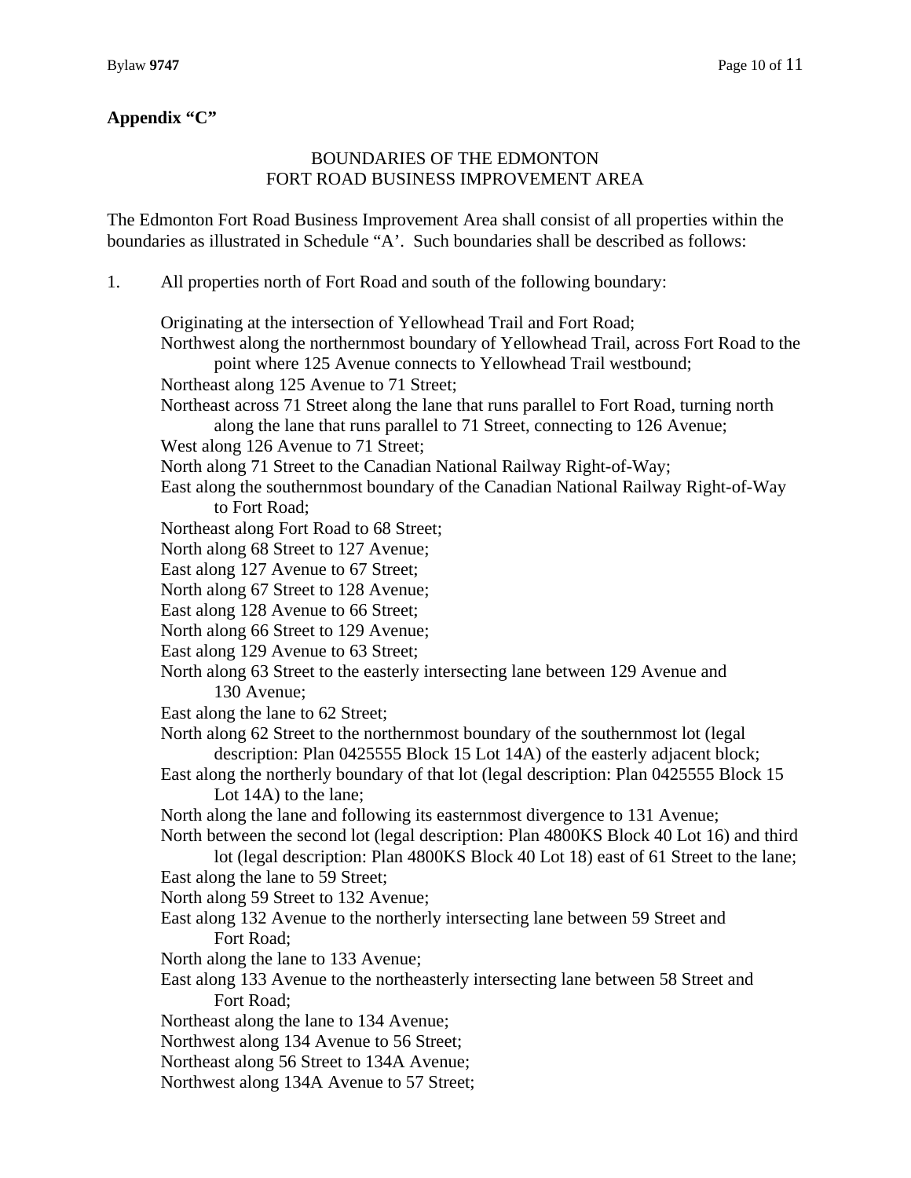**Appendix "C"**

BOUNDARIES OF THE EDMONTON
FORT ROAD BUSINESS IMPROVEMENT AREA

The Edmonton Fort Road Business Improvement Area shall consist of all properties within the boundaries as illustrated in Schedule "A'. Such boundaries shall be described as follows:

1. All properties north of Fort Road and south of the following boundary:

   Originating at the intersection of Yellowhead Trail and Fort Road;
   Northwest along the northernmost boundary of Yellowhead Trail, across Fort Road to the point where 125 Avenue connects to Yellowhead Trail westbound;
   Northeast along 125 Avenue to 71 Street;
   Northeast across 71 Street along the lane that runs parallel to Fort Road, turning north along the lane that runs parallel to 71 Street, connecting to 126 Avenue;
   West along 126 Avenue to 71 Street;
   North along 71 Street to the Canadian National Railway Right-of-Way;
   East along the southernmost boundary of the Canadian National Railway Right-of-Way to Fort Road;
   Northeast along Fort Road to 68 Street;
   North along 68 Street to 127 Avenue;
   East along 127 Avenue to 67 Street;
   North along 67 Street to 128 Avenue;
   East along 128 Avenue to 66 Street;
   North along 66 Street to 129 Avenue;
   East along 129 Avenue to 63 Street;
   North along 63 Street to the easterly intersecting lane between 129 Avenue and 130 Avenue;
   East along the lane to 62 Street;
   North along 62 Street to the northernmost boundary of the southernmost lot (legal description: Plan 0425555 Block 15 Lot 14A) of the easterly adjacent block;
   East along the northerly boundary of that lot (legal description: Plan 0425555 Block 15 Lot 14A) to the lane;
   North along the lane and following its easternmost divergence to 131 Avenue;
   North between the second lot (legal description: Plan 4800KS Block 40 Lot 16) and third lot (legal description: Plan 4800KS Block 40 Lot 18) east of 61 Street to the lane;
   East along the lane to 59 Street;
   North along 59 Street to 132 Avenue;
   East along 132 Avenue to the northerly intersecting lane between 59 Street and Fort Road;
   North along the lane to 133 Avenue;
   East along 133 Avenue to the northeasterly intersecting lane between 58 Street and Fort Road;
   Northeast along the lane to 134 Avenue;
   Northwest along 134 Avenue to 56 Street;
   Northeast along 56 Street to 134A Avenue;
   Northwest along 134A Avenue to 57 Street;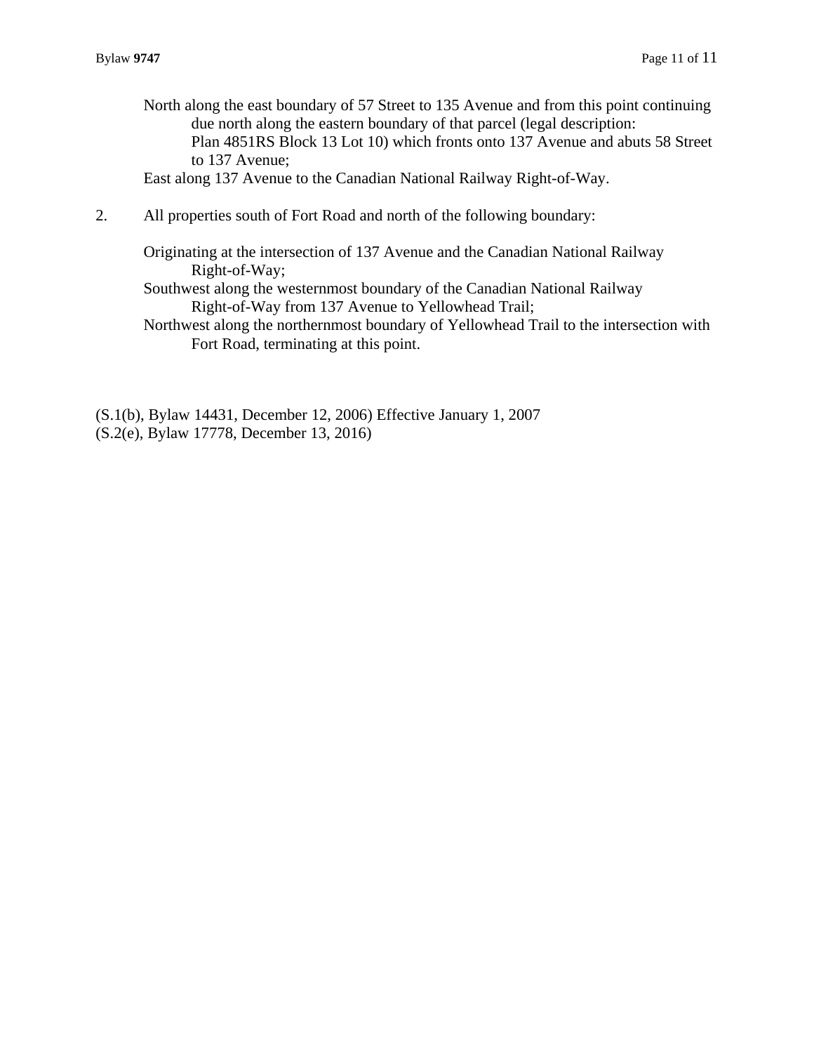North along the east boundary of 57 Street to 135 Avenue and from this point continuing due north along the eastern boundary of that parcel (legal description: Plan 4851RS Block 13 Lot 10) which fronts onto 137 Avenue and abuts 58 Street to 137 Avenue;

East along 137 Avenue to the Canadian National Railway Right-of-Way.

2. All properties south of Fort Road and north of the following boundary:

Originating at the intersection of 137 Avenue and the Canadian National Railway Right-of-Way;

Southwest along the westernmost boundary of the Canadian National Railway Right-of-Way from 137 Avenue to Yellowhead Trail;

Northwest along the northernmost boundary of Yellowhead Trail to the intersection with Fort Road, terminating at this point.

(S.1(b), Bylaw 14431, December 12, 2006) Effective January 1, 2007
(S.2(e), Bylaw 17778, December 13, 2016)